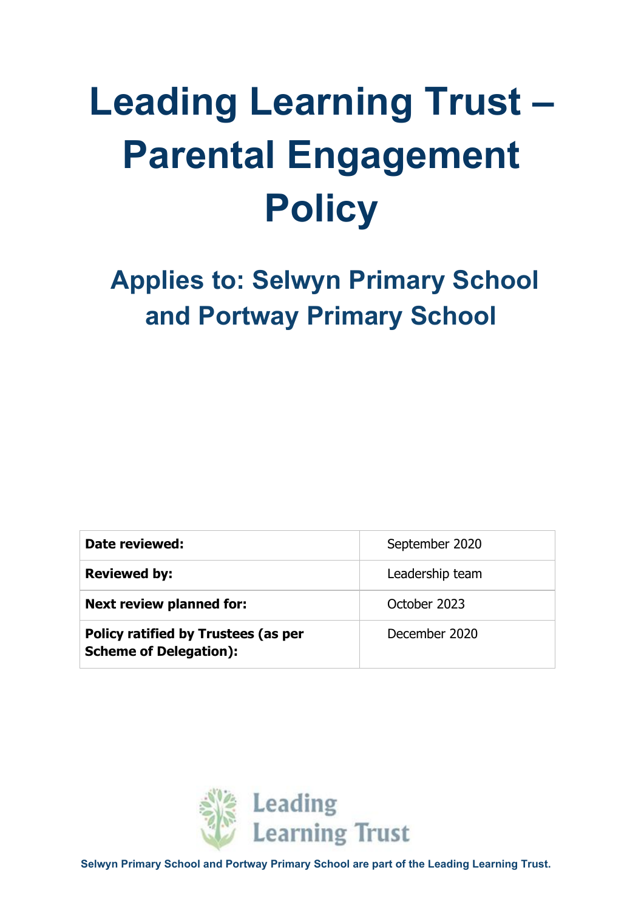# Leading Learning Trust – Parental Engagement Policy

## Applies to: Selwyn Primary School and Portway Primary School

| | |
|---|---|
| **Date reviewed:** | September 2020 |
| **Reviewed by:** | Leadership team |
| **Next review planned for:** | October 2023 |
| **Policy ratified by Trustees (as per Scheme of Delegation):** | December 2020 |

Leading Learning Trust

**Selwyn Primary School and Portway Primary School are part of the Leading Learning Trust.**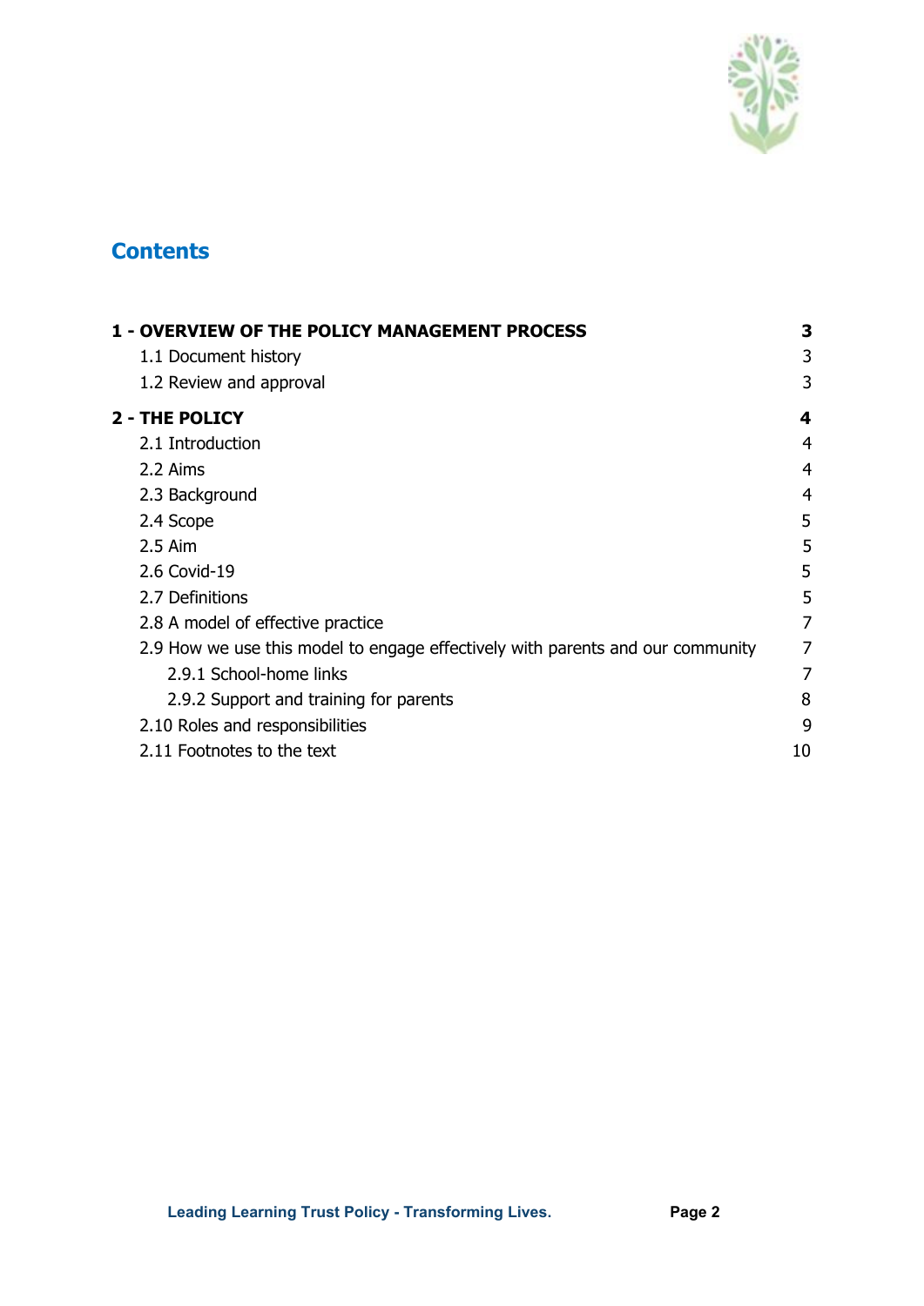## Contents

| | |
|---|---|
| **1 - OVERVIEW OF THE POLICY MANAGEMENT PROCESS** | **3** |
| 1.1 Document history | 3 |
| 1.2 Review and approval | 3 |
| **2 - THE POLICY** | **4** |
| 2.1 Introduction | 4 |
| 2.2 Aims | 4 |
| 2.3 Background | 4 |
| 2.4 Scope | 5 |
| 2.5 Aim | 5 |
| 2.6 Covid-19 | 5 |
| 2.7 Definitions | 5 |
| 2.8 A model of effective practice | 7 |
| 2.9 How we use this model to engage effectively with parents and our community | 7 |
| 2.9.1 School-home links | 7 |
| 2.9.2 Support and training for parents | 8 |
| 2.10 Roles and responsibilities | 9 |
| 2.11 Footnotes to the text | 10 |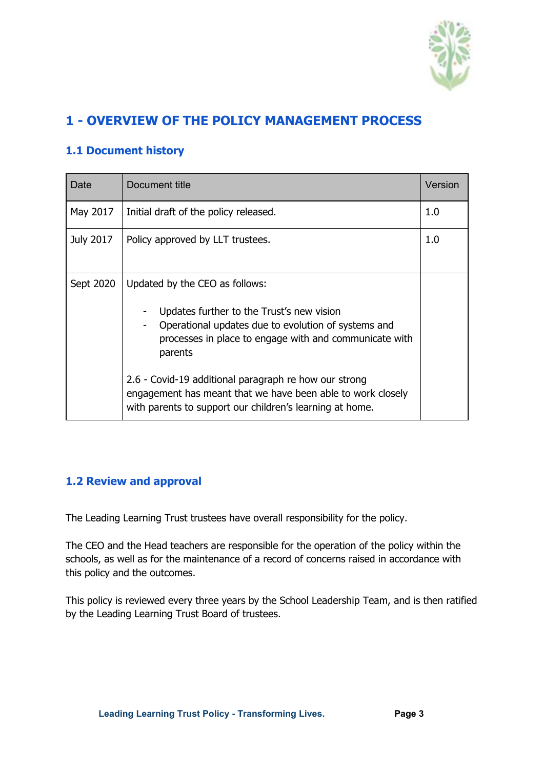# 1 - OVERVIEW OF THE POLICY MANAGEMENT PROCESS

## 1.1 Document history

| Date | Document title | Version |
|---|---|---|
| May 2017 | Initial draft of the policy released. | 1.0 |
| July 2017 | Policy approved by LLT trustees. | 1.0 |
| Sept 2020 | Updated by the CEO as follows:<br><br>- Updates further to the Trust's new vision<br>- Operational updates due to evolution of systems and processes in place to engage with and communicate with parents<br><br>2.6 - Covid-19 additional paragraph re how our strong engagement has meant that we have been able to work closely with parents to support our children's learning at home. | |

## 1.2 Review and approval

The Leading Learning Trust trustees have overall responsibility for the policy.

The CEO and the Head teachers are responsible for the operation of the policy within the schools, as well as for the maintenance of a record of concerns raised in accordance with this policy and the outcomes.

This policy is reviewed every three years by the School Leadership Team, and is then ratified by the Leading Learning Trust Board of trustees.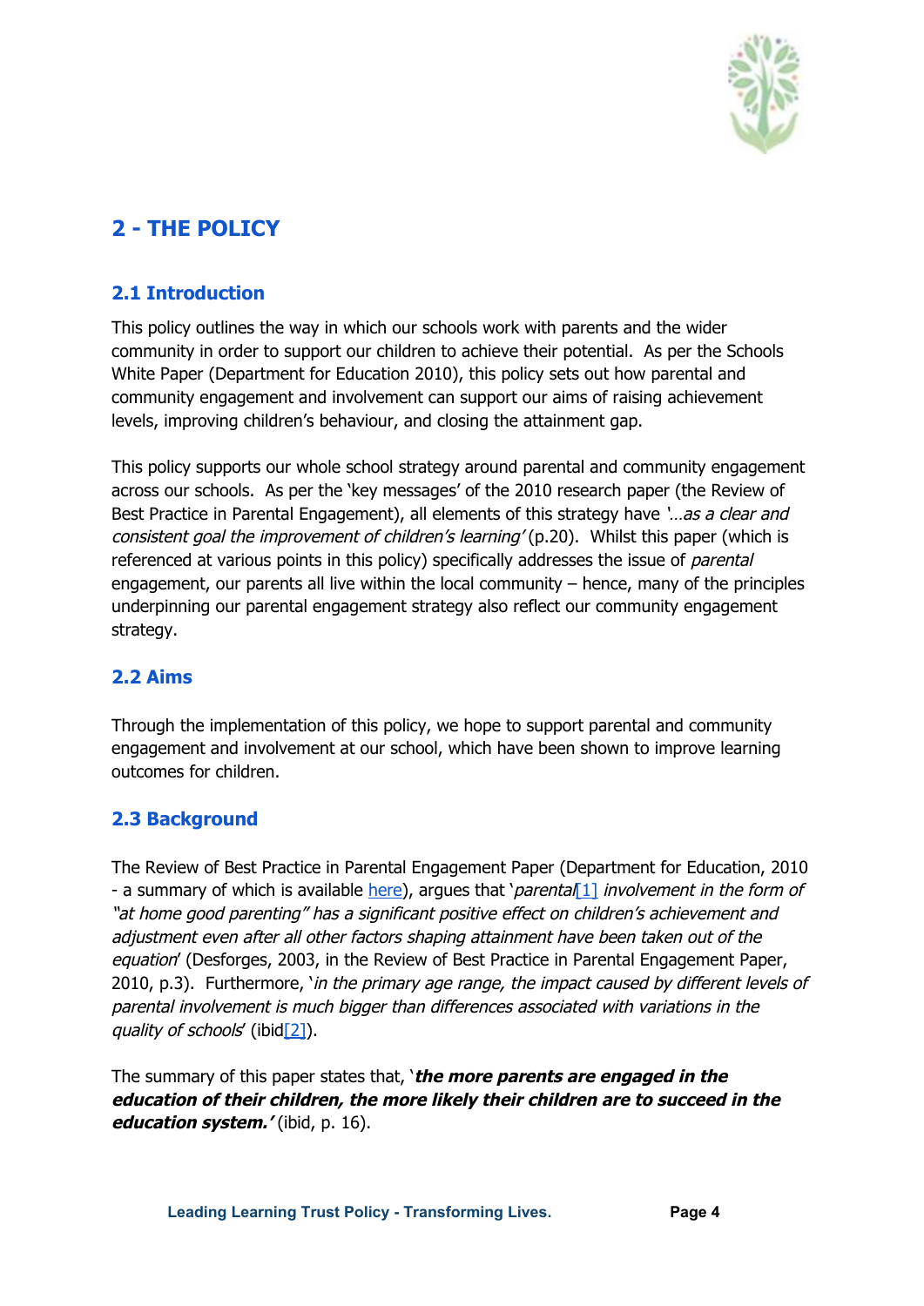## 2 - THE POLICY

### 2.1 Introduction

This policy outlines the way in which our schools work with parents and the wider community in order to support our children to achieve their potential. As per the Schools White Paper (Department for Education 2010), this policy sets out how parental and community engagement and involvement can support our aims of raising achievement levels, improving children's behaviour, and closing the attainment gap.

This policy supports our whole school strategy around parental and community engagement across our schools. As per the 'key messages' of the 2010 research paper (the Review of Best Practice in Parental Engagement), all elements of this strategy have *'…as a clear and consistent goal the improvement of children's learning'* (p.20). Whilst this paper (which is referenced at various points in this policy) specifically addresses the issue of *parental* engagement, our parents all live within the local community – hence, many of the principles underpinning our parental engagement strategy also reflect our community engagement strategy.

### 2.2 Aims

Through the implementation of this policy, we hope to support parental and community engagement and involvement at our school, which have been shown to improve learning outcomes for children.

### 2.3 Background

The Review of Best Practice in Parental Engagement Paper (Department for Education, 2010 - a summary of which is available here), argues that '*parental*[1] *involvement in the form of "at home good parenting" has a significant positive effect on children's achievement and adjustment even after all other factors shaping attainment have been taken out of the equation*' (Desforges, 2003, in the Review of Best Practice in Parental Engagement Paper, 2010, p.3). Furthermore, '*in the primary age range, the impact caused by different levels of parental involvement is much bigger than differences associated with variations in the quality of schools*' (ibid[2]).

The summary of this paper states that, '***the more parents are engaged in the education of their children, the more likely their children are to succeed in the education system.***' (ibid, p. 16).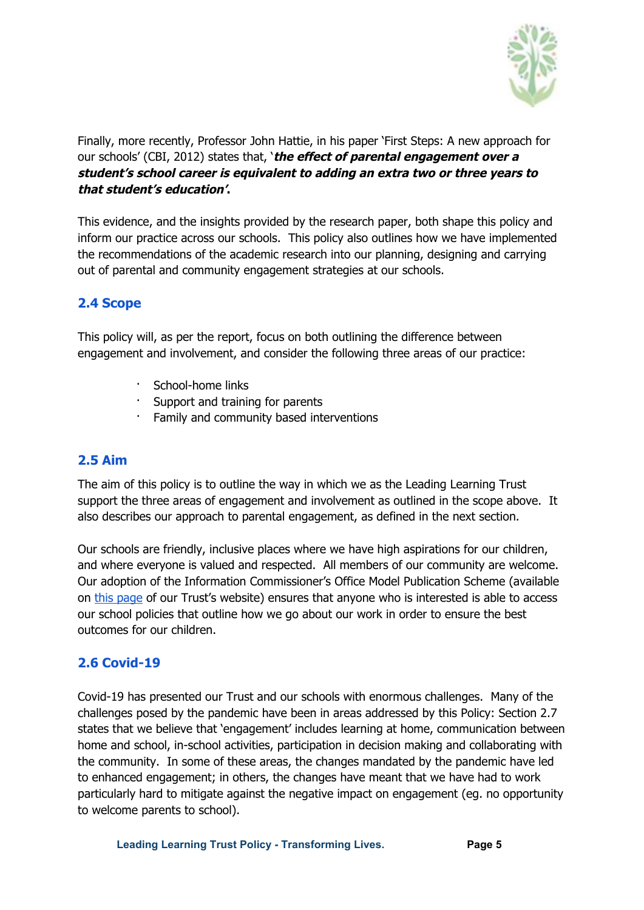Finally, more recently, Professor John Hattie, in his paper 'First Steps: A new approach for our schools' (CBI, 2012) states that, '***the effect of parental engagement over a student's school career is equivalent to adding an extra two or three years to that student's education'.***

This evidence, and the insights provided by the research paper, both shape this policy and inform our practice across our schools. This policy also outlines how we have implemented the recommendations of the academic research into our planning, designing and carrying out of parental and community engagement strategies at our schools.

## 2.4 Scope

This policy will, as per the report, focus on both outlining the difference between engagement and involvement, and consider the following three areas of our practice:

- School-home links
- Support and training for parents
- Family and community based interventions

## 2.5 Aim

The aim of this policy is to outline the way in which we as the Leading Learning Trust support the three areas of engagement and involvement as outlined in the scope above. It also describes our approach to parental engagement, as defined in the next section.

Our schools are friendly, inclusive places where we have high aspirations for our children, and where everyone is valued and respected. All members of our community are welcome. Our adoption of the Information Commissioner's Office Model Publication Scheme (available on this page of our Trust's website) ensures that anyone who is interested is able to access our school policies that outline how we go about our work in order to ensure the best outcomes for our children.

## 2.6 Covid-19

Covid-19 has presented our Trust and our schools with enormous challenges. Many of the challenges posed by the pandemic have been in areas addressed by this Policy: Section 2.7 states that we believe that 'engagement' includes learning at home, communication between home and school, in-school activities, participation in decision making and collaborating with the community. In some of these areas, the changes mandated by the pandemic have led to enhanced engagement; in others, the changes have meant that we have had to work particularly hard to mitigate against the negative impact on engagement (eg. no opportunity to welcome parents to school).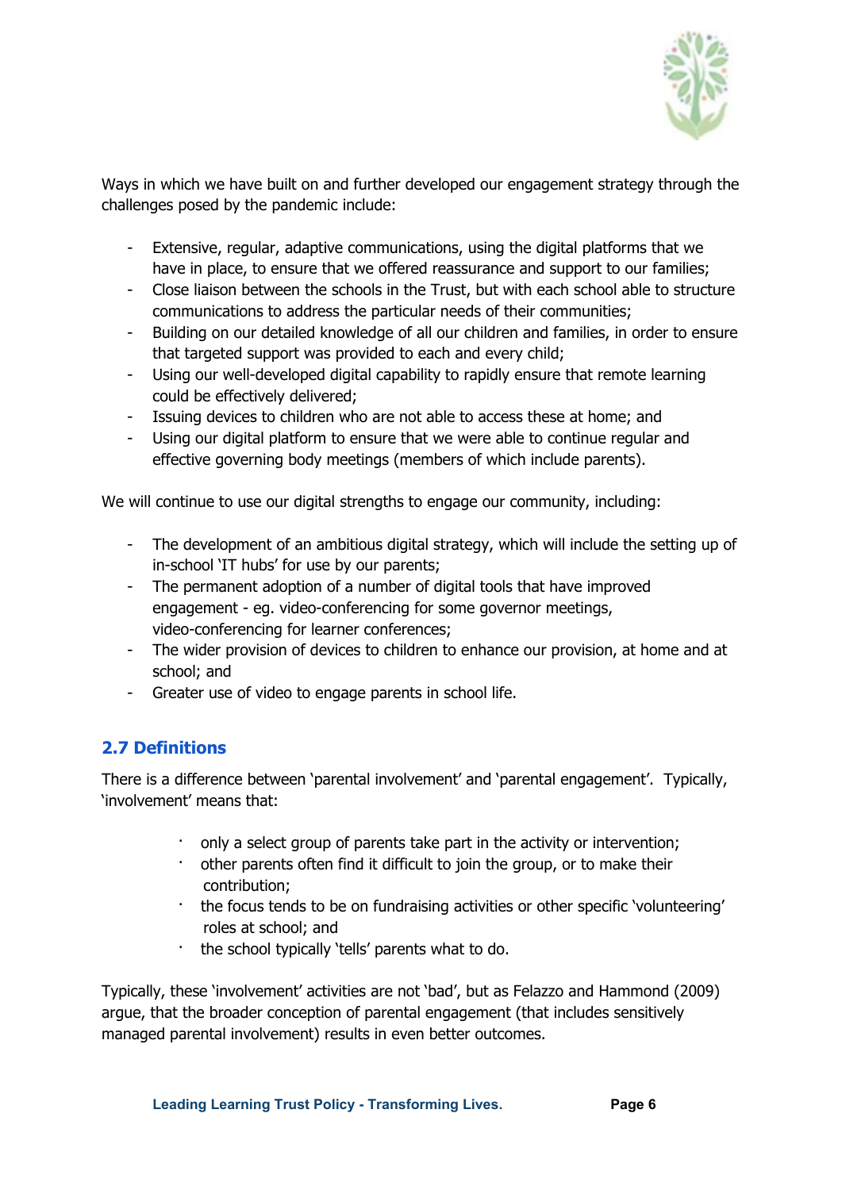Ways in which we have built on and further developed our engagement strategy through the challenges posed by the pandemic include:

- Extensive, regular, adaptive communications, using the digital platforms that we have in place, to ensure that we offered reassurance and support to our families;
- Close liaison between the schools in the Trust, but with each school able to structure communications to address the particular needs of their communities;
- Building on our detailed knowledge of all our children and families, in order to ensure that targeted support was provided to each and every child;
- Using our well-developed digital capability to rapidly ensure that remote learning could be effectively delivered;
- Issuing devices to children who are not able to access these at home; and
- Using our digital platform to ensure that we were able to continue regular and effective governing body meetings (members of which include parents).

We will continue to use our digital strengths to engage our community, including:

- The development of an ambitious digital strategy, which will include the setting up of in-school 'IT hubs' for use by our parents;
- The permanent adoption of a number of digital tools that have improved engagement - eg. video-conferencing for some governor meetings, video-conferencing for learner conferences;
- The wider provision of devices to children to enhance our provision, at home and at school; and
- Greater use of video to engage parents in school life.

## 2.7 Definitions

There is a difference between 'parental involvement' and 'parental engagement'. Typically, 'involvement' means that:

- only a select group of parents take part in the activity or intervention;
- other parents often find it difficult to join the group, or to make their contribution;
- the focus tends to be on fundraising activities or other specific 'volunteering' roles at school; and
- the school typically 'tells' parents what to do.

Typically, these 'involvement' activities are not 'bad', but as Felazzo and Hammond (2009) argue, that the broader conception of parental engagement (that includes sensitively managed parental involvement) results in even better outcomes.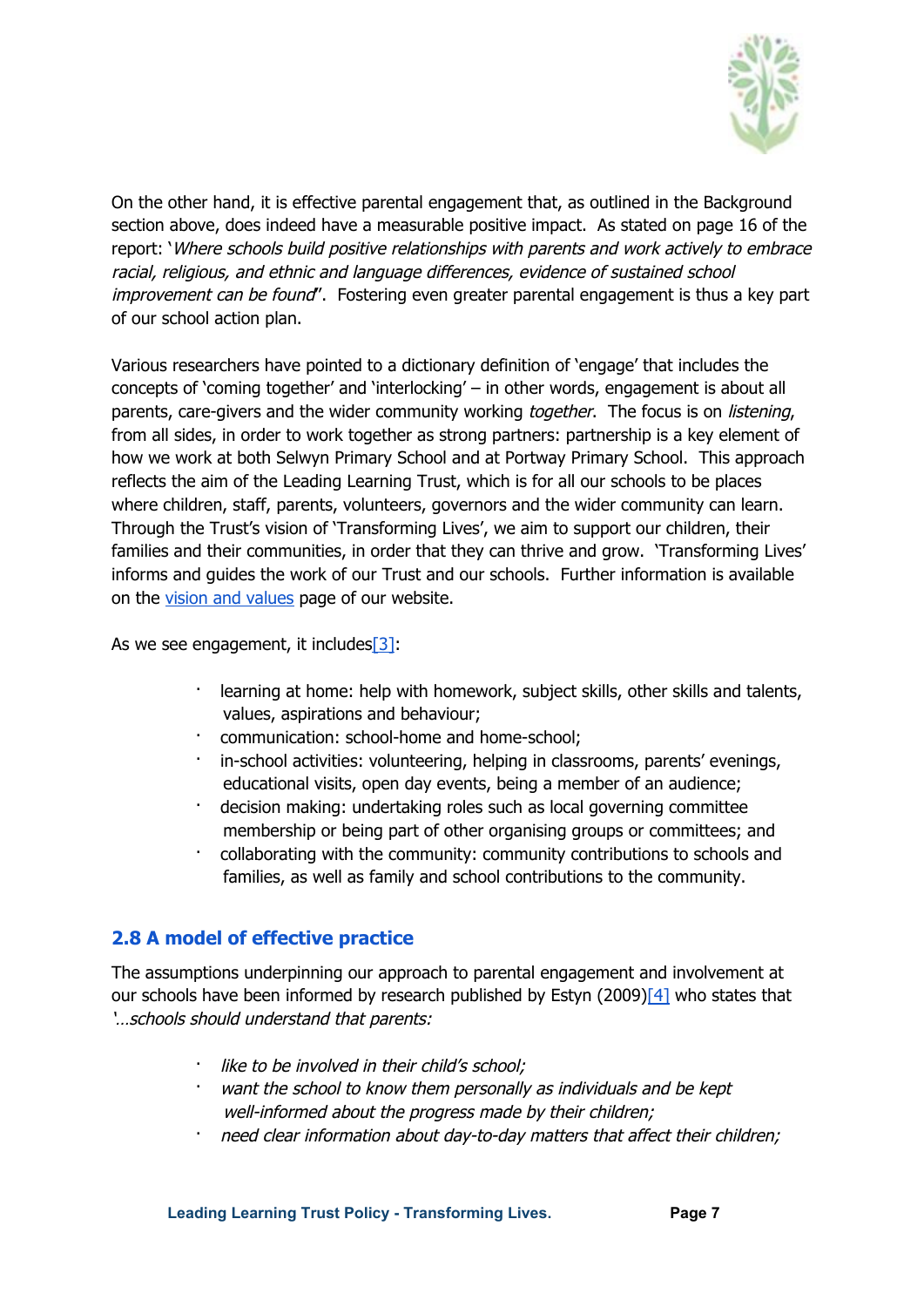On the other hand, it is effective parental engagement that, as outlined in the Background section above, does indeed have a measurable positive impact. As stated on page 16 of the report: '*Where schools build positive relationships with parents and work actively to embrace racial, religious, and ethnic and language differences, evidence of sustained school improvement can be found*'. Fostering even greater parental engagement is thus a key part of our school action plan.

Various researchers have pointed to a dictionary definition of 'engage' that includes the concepts of 'coming together' and 'interlocking' – in other words, engagement is about all parents, care-givers and the wider community working *together*. The focus is on *listening*, from all sides, in order to work together as strong partners: partnership is a key element of how we work at both Selwyn Primary School and at Portway Primary School. This approach reflects the aim of the Leading Learning Trust, which is for all our schools to be places where children, staff, parents, volunteers, governors and the wider community can learn. Through the Trust's vision of 'Transforming Lives', we aim to support our children, their families and their communities, in order that they can thrive and grow. 'Transforming Lives' informs and guides the work of our Trust and our schools. Further information is available on the vision and values page of our website.

As we see engagement, it includes[3]:

- learning at home: help with homework, subject skills, other skills and talents, values, aspirations and behaviour;
- communication: school-home and home-school;
- in-school activities: volunteering, helping in classrooms, parents' evenings, educational visits, open day events, being a member of an audience;
- decision making: undertaking roles such as local governing committee membership or being part of other organising groups or committees; and
- collaborating with the community: community contributions to schools and families, as well as family and school contributions to the community.

## 2.8 A model of effective practice

The assumptions underpinning our approach to parental engagement and involvement at our schools have been informed by research published by Estyn (2009)[4] who states that '*…schools should understand that parents:*

- *like to be involved in their child's school;*
- *want the school to know them personally as individuals and be kept well-informed about the progress made by their children;*
- *need clear information about day-to-day matters that affect their children;*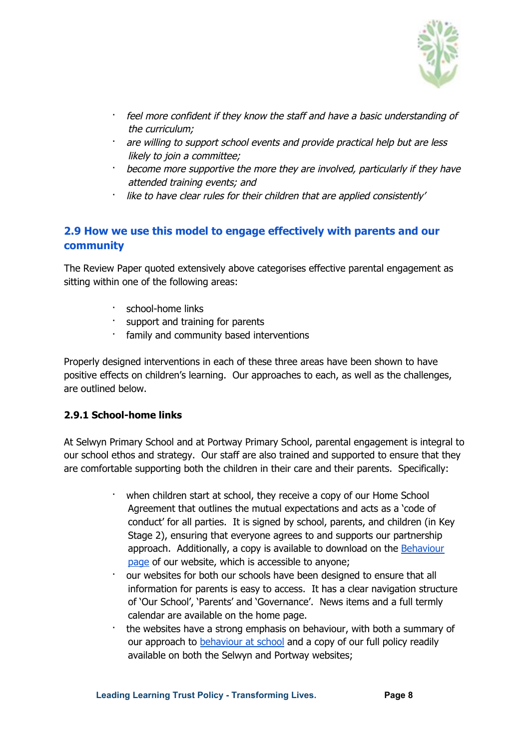- *feel more confident if they know the staff and have a basic understanding of the curriculum;*
- *are willing to support school events and provide practical help but are less likely to join a committee;*
- *become more supportive the more they are involved, particularly if they have attended training events; and*
- *like to have clear rules for their children that are applied consistently'*

## 2.9 How we use this model to engage effectively with parents and our community

The Review Paper quoted extensively above categorises effective parental engagement as sitting within one of the following areas:

- school-home links
- support and training for parents
- family and community based interventions

Properly designed interventions in each of these three areas have been shown to have positive effects on children's learning. Our approaches to each, as well as the challenges, are outlined below.

### 2.9.1 School-home links

At Selwyn Primary School and at Portway Primary School, parental engagement is integral to our school ethos and strategy. Our staff are also trained and supported to ensure that they are comfortable supporting both the children in their care and their parents. Specifically:

- when children start at school, they receive a copy of our Home School Agreement that outlines the mutual expectations and acts as a 'code of conduct' for all parties. It is signed by school, parents, and children (in Key Stage 2), ensuring that everyone agrees to and supports our partnership approach. Additionally, a copy is available to download on the Behaviour page of our website, which is accessible to anyone;
- our websites for both our schools have been designed to ensure that all information for parents is easy to access. It has a clear navigation structure of 'Our School', 'Parents' and 'Governance'. News items and a full termly calendar are available on the home page.
- the websites have a strong emphasis on behaviour, with both a summary of our approach to behaviour at school and a copy of our full policy readily available on both the Selwyn and Portway websites;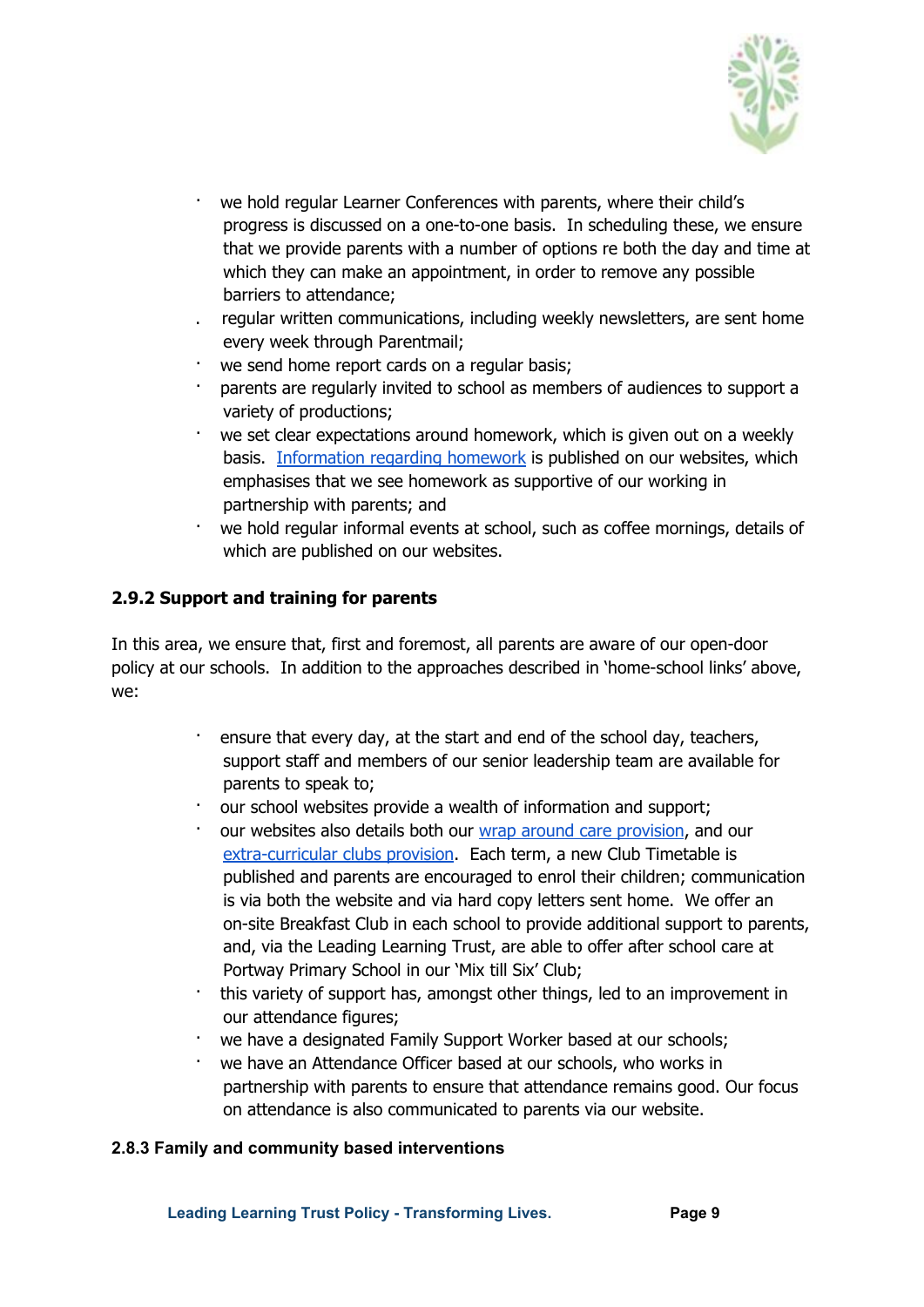- we hold regular Learner Conferences with parents, where their child's progress is discussed on a one-to-one basis. In scheduling these, we ensure that we provide parents with a number of options re both the day and time at which they can make an appointment, in order to remove any possible barriers to attendance;
- regular written communications, including weekly newsletters, are sent home every week through Parentmail;
- we send home report cards on a regular basis;
- parents are regularly invited to school as members of audiences to support a variety of productions;
- we set clear expectations around homework, which is given out on a weekly basis. Information regarding homework is published on our websites, which emphasises that we see homework as supportive of our working in partnership with parents; and
- we hold regular informal events at school, such as coffee mornings, details of which are published on our websites.

### 2.9.2 Support and training for parents

In this area, we ensure that, first and foremost, all parents are aware of our open-door policy at our schools. In addition to the approaches described in 'home-school links' above, we:

- ensure that every day, at the start and end of the school day, teachers, support staff and members of our senior leadership team are available for parents to speak to;
- our school websites provide a wealth of information and support;
- our websites also details both our wrap around care provision, and our extra-curricular clubs provision. Each term, a new Club Timetable is published and parents are encouraged to enrol their children; communication is via both the website and via hard copy letters sent home. We offer an on-site Breakfast Club in each school to provide additional support to parents, and, via the Leading Learning Trust, are able to offer after school care at Portway Primary School in our 'Mix till Six' Club;
- this variety of support has, amongst other things, led to an improvement in our attendance figures;
- we have a designated Family Support Worker based at our schools;
- we have an Attendance Officer based at our schools, who works in partnership with parents to ensure that attendance remains good. Our focus on attendance is also communicated to parents via our website.

### 2.8.3 Family and community based interventions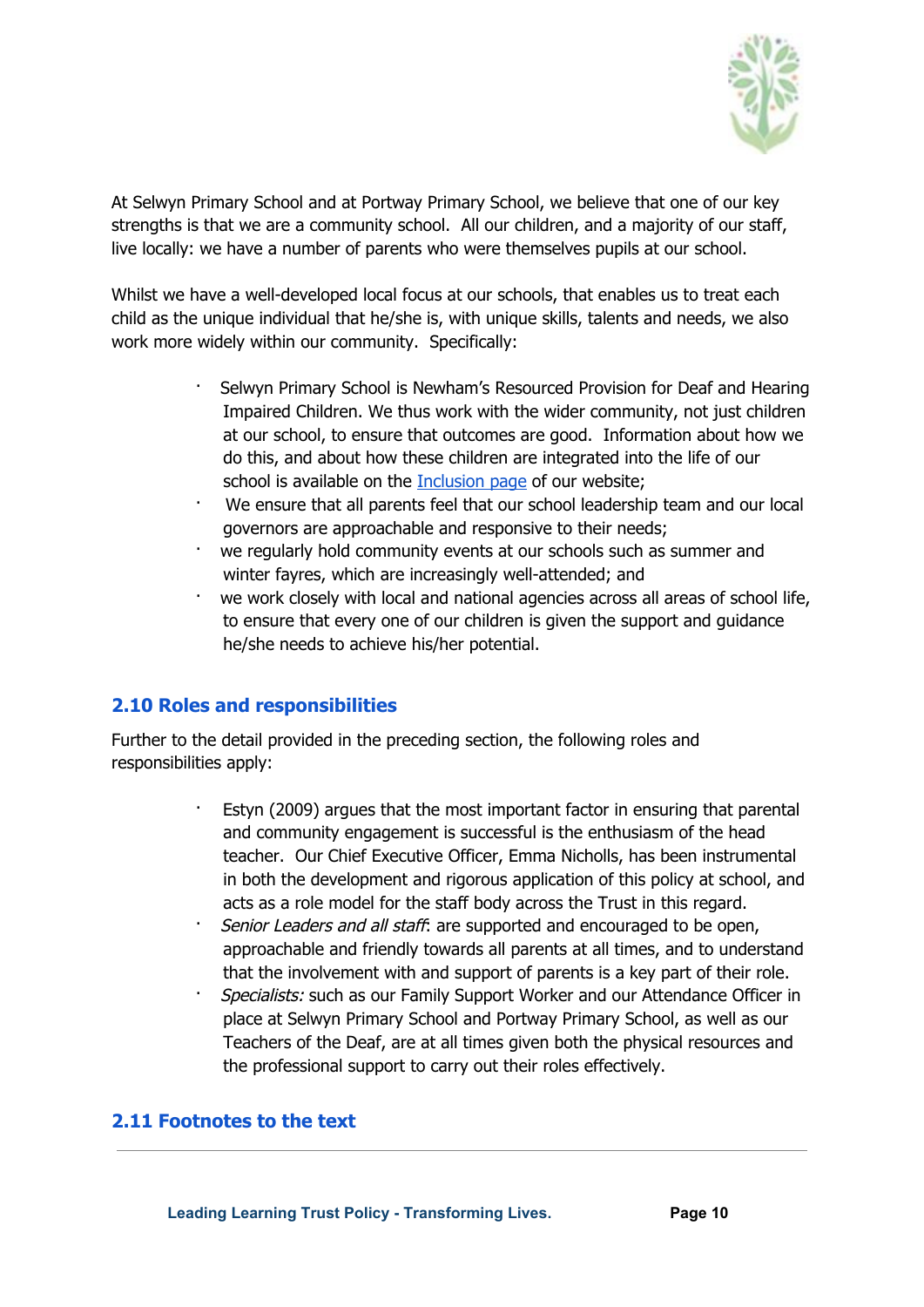At Selwyn Primary School and at Portway Primary School, we believe that one of our key strengths is that we are a community school. All our children, and a majority of our staff, live locally: we have a number of parents who were themselves pupils at our school.

Whilst we have a well-developed local focus at our schools, that enables us to treat each child as the unique individual that he/she is, with unique skills, talents and needs, we also work more widely within our community. Specifically:

- Selwyn Primary School is Newham's Resourced Provision for Deaf and Hearing Impaired Children. We thus work with the wider community, not just children at our school, to ensure that outcomes are good. Information about how we do this, and about how these children are integrated into the life of our school is available on the [Inclusion page]() of our website;
- We ensure that all parents feel that our school leadership team and our local governors are approachable and responsive to their needs;
- we regularly hold community events at our schools such as summer and winter fayres, which are increasingly well-attended; and
- we work closely with local and national agencies across all areas of school life, to ensure that every one of our children is given the support and guidance he/she needs to achieve his/her potential.

## 2.10 Roles and responsibilities

Further to the detail provided in the preceding section, the following roles and responsibilities apply:

- Estyn (2009) argues that the most important factor in ensuring that parental and community engagement is successful is the enthusiasm of the head teacher. Our Chief Executive Officer, Emma Nicholls, has been instrumental in both the development and rigorous application of this policy at school, and acts as a role model for the staff body across the Trust in this regard.
- *Senior Leaders and all staff*: are supported and encouraged to be open, approachable and friendly towards all parents at all times, and to understand that the involvement with and support of parents is a key part of their role.
- *Specialists:* such as our Family Support Worker and our Attendance Officer in place at Selwyn Primary School and Portway Primary School, as well as our Teachers of the Deaf, are at all times given both the physical resources and the professional support to carry out their roles effectively.

## 2.11 Footnotes to the text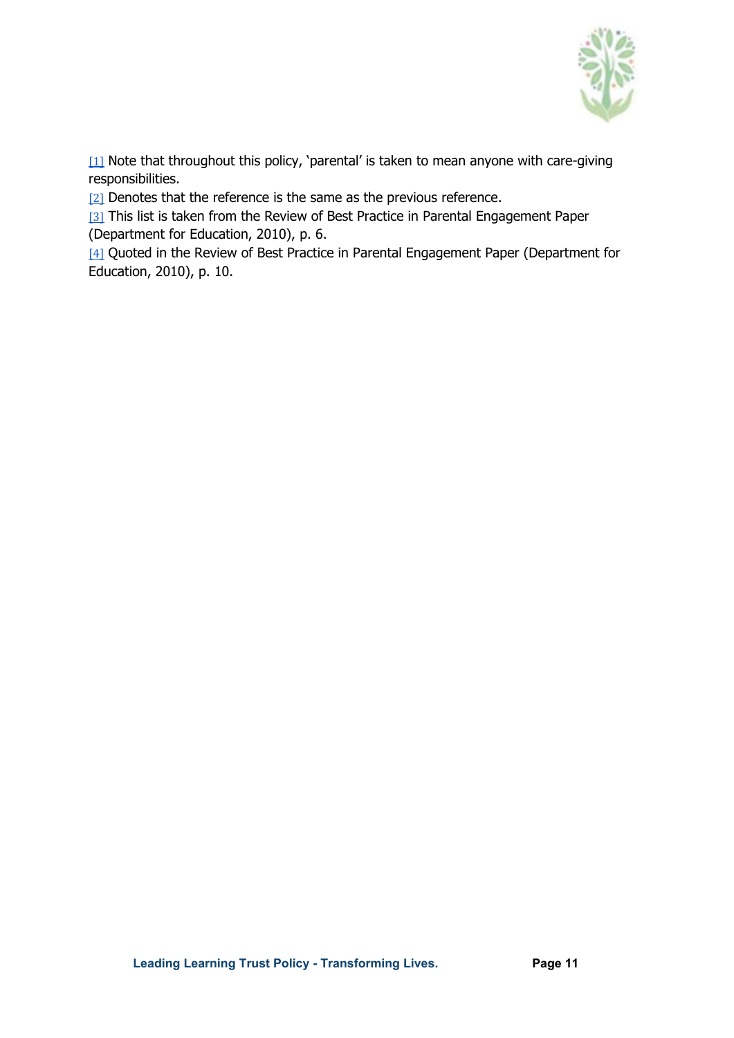[1] Note that throughout this policy, 'parental' is taken to mean anyone with care-giving responsibilities.

[2] Denotes that the reference is the same as the previous reference.

[3] This list is taken from the Review of Best Practice in Parental Engagement Paper (Department for Education, 2010), p. 6.

[4] Quoted in the Review of Best Practice in Parental Engagement Paper (Department for Education, 2010), p. 10.